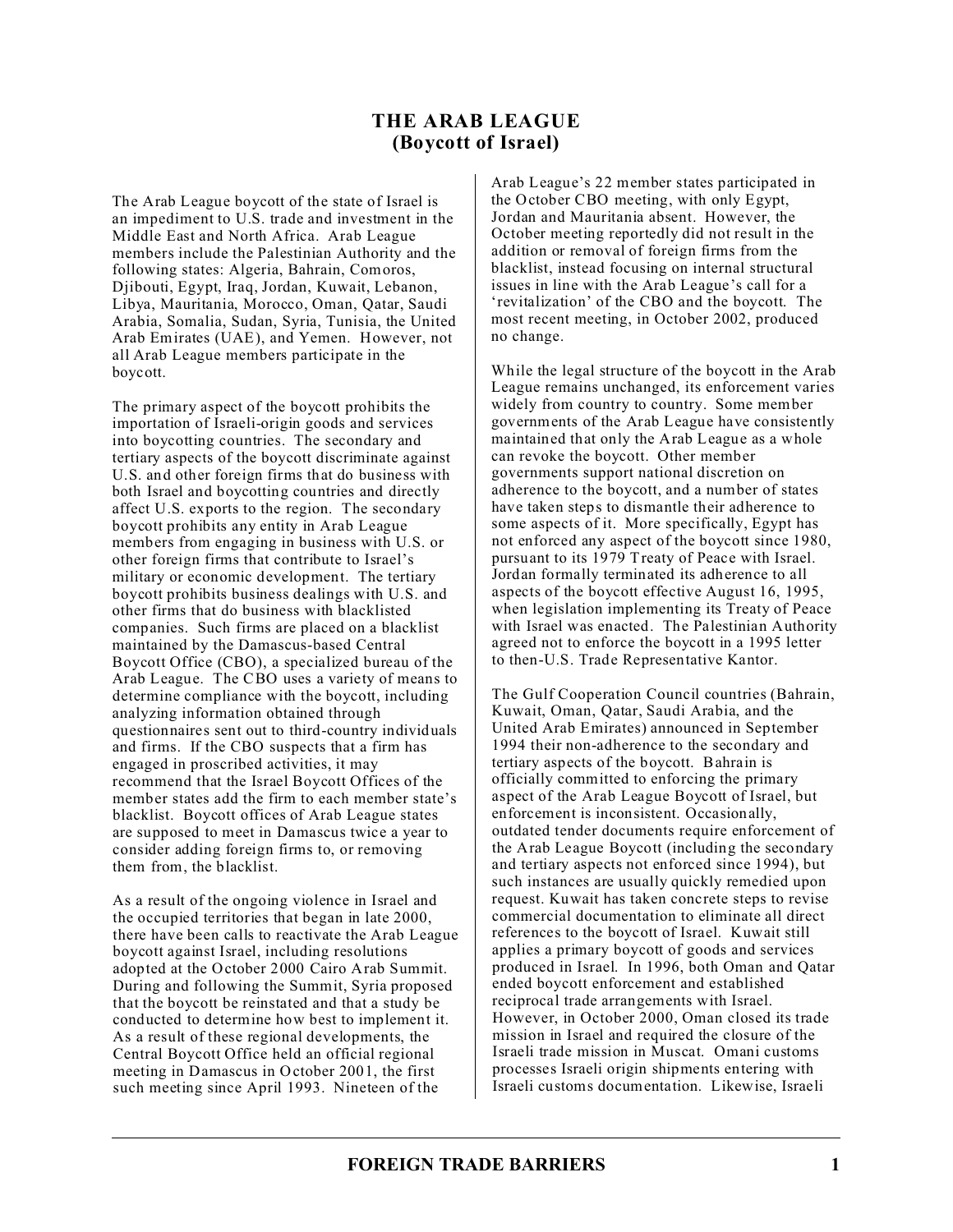# THE ARAB LEAGUE
## (Boycott of Israel)

The Arab League boycott of the state of Israel is an impediment to U.S. trade and investment in the Middle East and North Africa. Arab League members include the Palestinian Authority and the following states: Algeria, Bahrain, Comoros, Djibouti, Egypt, Iraq, Jordan, Kuwait, Lebanon, Libya, Mauritania, Morocco, Oman, Qatar, Saudi Arabia, Somalia, Sudan, Syria, Tunisia, the United Arab Emirates (UAE), and Yemen. However, not all Arab League members participate in the boycott.

The primary aspect of the boycott prohibits the importation of Israeli-origin goods and services into boycotting countries. The secondary and tertiary aspects of the boycott discriminate against U.S. and other foreign firms that do business with both Israel and boycotting countries and directly affect U.S. exports to the region. The secondary boycott prohibits any entity in Arab League members from engaging in business with U.S. or other foreign firms that contribute to Israel's military or economic development. The tertiary boycott prohibits business dealings with U.S. and other firms that do business with blacklisted companies. Such firms are placed on a blacklist maintained by the Damascus-based Central Boycott Office (CBO), a specialized bureau of the Arab League. The CBO uses a variety of means to determine compliance with the boycott, including analyzing information obtained through questionnaires sent out to third-country individuals and firms. If the CBO suspects that a firm has engaged in proscribed activities, it may recommend that the Israel Boycott Offices of the member states add the firm to each member state's blacklist. Boycott offices of Arab League states are supposed to meet in Damascus twice a year to consider adding foreign firms to, or removing them from, the blacklist.

As a result of the ongoing violence in Israel and the occupied territories that began in late 2000, there have been calls to reactivate the Arab League boycott against Israel, including resolutions adopted at the October 2000 Cairo Arab Summit. During and following the Summit, Syria proposed that the boycott be reinstated and that a study be conducted to determine how best to implement it. As a result of these regional developments, the Central Boycott Office held an official regional meeting in Damascus in October 2001, the first such meeting since April 1993. Nineteen of the Arab League's 22 member states participated in the October CBO meeting, with only Egypt, Jordan and Mauritania absent. However, the October meeting reportedly did not result in the addition or removal of foreign firms from the blacklist, instead focusing on internal structural issues in line with the Arab League's call for a 'revitalization' of the CBO and the boycott. The most recent meeting, in October 2002, produced no change.

While the legal structure of the boycott in the Arab League remains unchanged, its enforcement varies widely from country to country. Some member governments of the Arab League have consistently maintained that only the Arab League as a whole can revoke the boycott. Other member governments support national discretion on adherence to the boycott, and a number of states have taken steps to dismantle their adherence to some aspects of it. More specifically, Egypt has not enforced any aspect of the boycott since 1980, pursuant to its 1979 Treaty of Peace with Israel. Jordan formally terminated its adherence to all aspects of the boycott effective August 16, 1995, when legislation implementing its Treaty of Peace with Israel was enacted. The Palestinian Authority agreed not to enforce the boycott in a 1995 letter to then-U.S. Trade Representative Kantor.

The Gulf Cooperation Council countries (Bahrain, Kuwait, Oman, Qatar, Saudi Arabia, and the United Arab Emirates) announced in September 1994 their non-adherence to the secondary and tertiary aspects of the boycott. Bahrain is officially committed to enforcing the primary aspect of the Arab League Boycott of Israel, but enforcement is inconsistent. Occasionally, outdated tender documents require enforcement of the Arab League Boycott (including the secondary and tertiary aspects not enforced since 1994), but such instances are usually quickly remedied upon request. Kuwait has taken concrete steps to revise commercial documentation to eliminate all direct references to the boycott of Israel. Kuwait still applies a primary boycott of goods and services produced in Israel. In 1996, both Oman and Qatar ended boycott enforcement and established reciprocal trade arrangements with Israel. However, in October 2000, Oman closed its trade mission in Israel and required the closure of the Israeli trade mission in Muscat. Omani customs processes Israeli origin shipments entering with Israeli customs documentation. Likewise, Israeli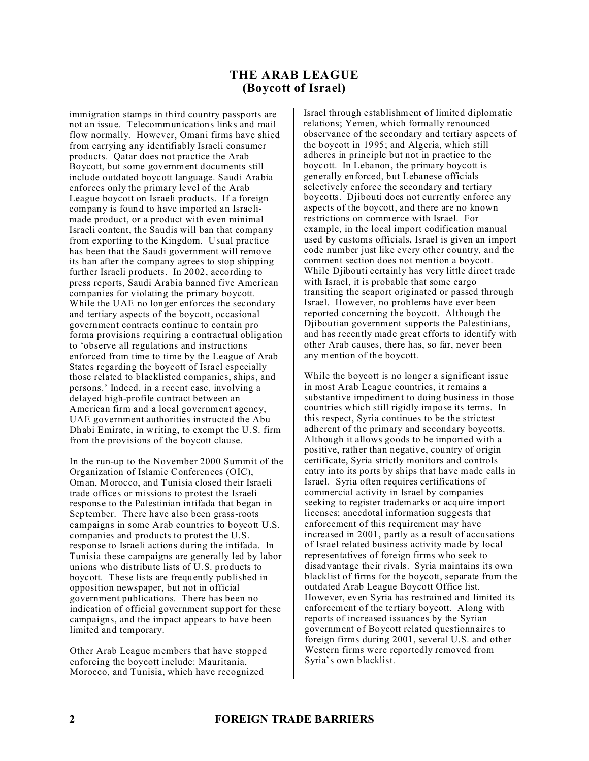# THE ARAB LEAGUE
## (Boycott of Israel)

immigration stamps in third country passports are not an issue. Telecommunications links and mail flow normally. However, Omani firms have shied from carrying any identifiably Israeli consumer products. Qatar does not practice the Arab Boycott, but some government documents still include outdated boycott language. Saudi Arabia enforces only the primary level of the Arab League boycott on Israeli products. If a foreign company is found to have imported an Israeli-made product, or a product with even minimal Israeli content, the Saudis will ban that company from exporting to the Kingdom. Usual practice has been that the Saudi government will remove its ban after the company agrees to stop shipping further Israeli products. In 2002, according to press reports, Saudi Arabia banned five American companies for violating the primary boycott. While the UAE no longer enforces the secondary and tertiary aspects of the boycott, occasional government contracts continue to contain pro forma provisions requiring a contractual obligation to 'observe all regulations and instructions enforced from time to time by the League of Arab States regarding the boycott of Israel especially those related to blacklisted companies, ships, and persons.' Indeed, in a recent case, involving a delayed high-profile contract between an American firm and a local government agency, UAE government authorities instructed the Abu Dhabi Emirate, in writing, to exempt the U.S. firm from the provisions of the boycott clause.

In the run-up to the November 2000 Summit of the Organization of Islamic Conferences (OIC), Oman, Morocco, and Tunisia closed their Israeli trade offices or missions to protest the Israeli response to the Palestinian intifada that began in September. There have also been grass-roots campaigns in some Arab countries to boycott U.S. companies and products to protest the U.S. response to Israeli actions during the intifada. In Tunisia these campaigns are generally led by labor unions who distribute lists of U.S. products to boycott. These lists are frequently published in opposition newspaper, but not in official government publications. There has been no indication of official government support for these campaigns, and the impact appears to have been limited and temporary.

Other Arab League members that have stopped enforcing the boycott include: Mauritania, Morocco, and Tunisia, which have recognized Israel through establishment of limited diplomatic relations; Yemen, which formally renounced observance of the secondary and tertiary aspects of the boycott in 1995; and Algeria, which still adheres in principle but not in practice to the boycott. In Lebanon, the primary boycott is generally enforced, but Lebanese officials selectively enforce the secondary and tertiary boycotts. Djibouti does not currently enforce any aspects of the boycott, and there are no known restrictions on commerce with Israel. For example, in the local import codification manual used by customs officials, Israel is given an import code number just like every other country, and the comment section does not mention a boycott. While Djibouti certainly has very little direct trade with Israel, it is probable that some cargo transiting the seaport originated or passed through Israel. However, no problems have ever been reported concerning the boycott. Although the Djiboutian government supports the Palestinians, and has recently made great efforts to identify with other Arab causes, there has, so far, never been any mention of the boycott.

While the boycott is no longer a significant issue in most Arab League countries, it remains a substantive impediment to doing business in those countries which still rigidly impose its terms. In this respect, Syria continues to be the strictest adherent of the primary and secondary boycotts. Although it allows goods to be imported with a positive, rather than negative, country of origin certificate, Syria strictly monitors and controls entry into its ports by ships that have made calls in Israel. Syria often requires certifications of commercial activity in Israel by companies seeking to register trademarks or acquire import licenses; anecdotal information suggests that enforcement of this requirement may have increased in 2001, partly as a result of accusations of Israel related business activity made by local representatives of foreign firms who seek to disadvantage their rivals. Syria maintains its own blacklist of firms for the boycott, separate from the outdated Arab League Boycott Office list. However, even Syria has restrained and limited its enforcement of the tertiary boycott. Along with reports of increased issuances by the Syrian government of Boycott related questionnaires to foreign firms during 2001, several U.S. and other Western firms were reportedly removed from Syria's own blacklist.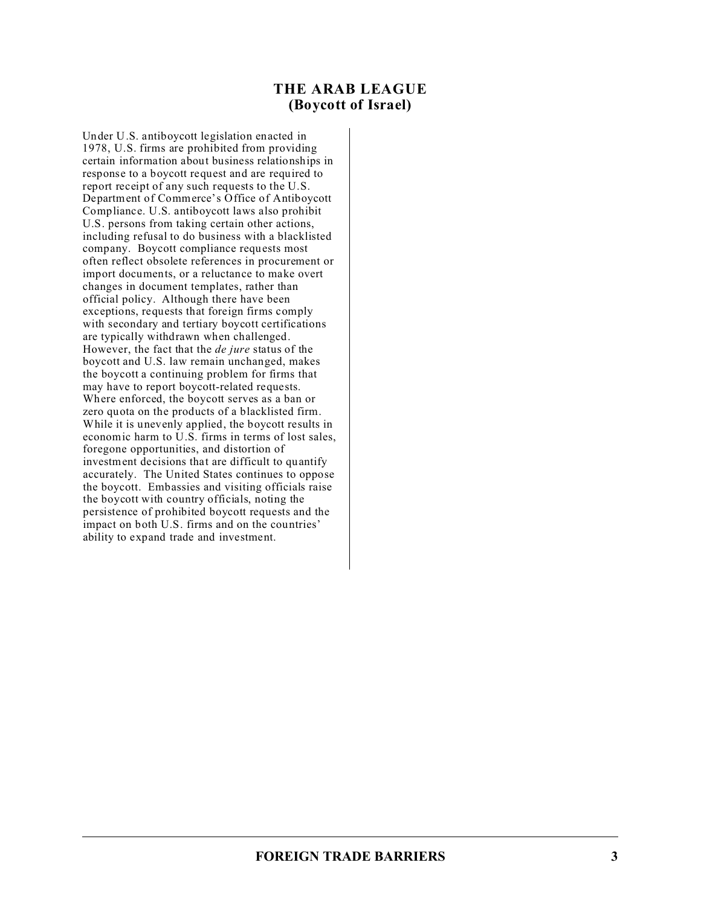# THE ARAB LEAGUE
## (Boycott of Israel)

Under U.S. antiboycott legislation enacted in 1978, U.S. firms are prohibited from providing certain information about business relationships in response to a boycott request and are required to report receipt of any such requests to the U.S. Department of Commerce's Office of Antiboycott Compliance. U.S. antiboycott laws also prohibit U.S. persons from taking certain other actions, including refusal to do business with a blacklisted company. Boycott compliance requests most often reflect obsolete references in procurement or import documents, or a reluctance to make overt changes in document templates, rather than official policy. Although there have been exceptions, requests that foreign firms comply with secondary and tertiary boycott certifications are typically withdrawn when challenged. However, the fact that the *de jure* status of the boycott and U.S. law remain unchanged, makes the boycott a continuing problem for firms that may have to report boycott-related requests. Where enforced, the boycott serves as a ban or zero quota on the products of a blacklisted firm. While it is unevenly applied, the boycott results in economic harm to U.S. firms in terms of lost sales, foregone opportunities, and distortion of investment decisions that are difficult to quantify accurately. The United States continues to oppose the boycott. Embassies and visiting officials raise the boycott with country officials, noting the persistence of prohibited boycott requests and the impact on both U.S. firms and on the countries' ability to expand trade and investment.